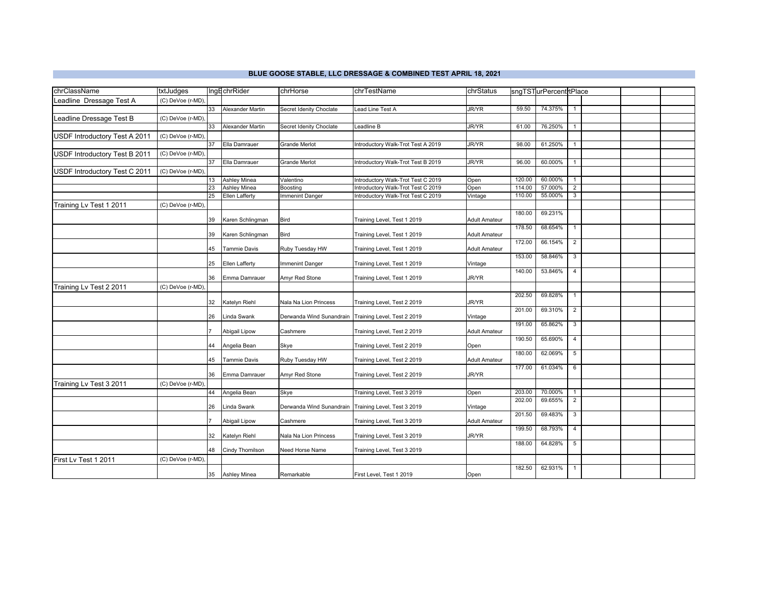# BLUE GOOSE STABLE, LLC DRESSAGE & COMBINED TEST APRIL 18, 2021

| chrClassName | txtJudges | lngE | chrRider | chrHorse | chrTestName | chrStatus | sngTST | urPercent | tPlace | | | |
|---|---|---|---|---|---|---|---|---|---|---|---|---|
| Leadline Dressage Test A | (C) DeVoe (r-MD), | | | | | | | | | | | |
| | | 33 | Alexander Martin | Secret Idenity Choclate | Lead Line Test A | JR/YR | 59.50 | 74.375% | 1 | | | |
| Leadline Dressage Test B | (C) DeVoe (r-MD), | | | | | | | | | | | |
| | | 33 | Alexander Martin | Secret Idenity Choclate | Leadline B | JR/YR | 61.00 | 76.250% | 1 | | | |
| USDF Introductory Test A 2011 | (C) DeVoe (r-MD), | | | | | | | | | | | |
| | | 37 | Ella Damrauer | Grande Merlot | Introductory Walk-Trot Test A 2019 | JR/YR | 98.00 | 61.250% | 1 | | | |
| USDF Introductory Test B 2011 | (C) DeVoe (r-MD), | | | | | | | | | | | |
| | | 37 | Ella Damrauer | Grande Merlot | Introductory Walk-Trot Test B 2019 | JR/YR | 96.00 | 60.000% | 1 | | | |
| USDF Introductory Test C 2011 | (C) DeVoe (r-MD), | | | | | | | | | | | |
| | | 13 | Ashley Minea | Valentino | Introductory Walk-Trot Test C 2019 | Open | 120.00 | 60.000% | 1 | | | |
| | | 23 | Ashley Minea | Boosting | Introductory Walk-Trot Test C 2019 | Open | 114.00 | 57.000% | 2 | | | |
| | | 25 | Ellen Lafferty | Immenint Danger | Introductory Walk-Trot Test C 2019 | Vintage | 110.00 | 55.000% | 3 | | | |
| Training Lv Test 1 2011 | (C) DeVoe (r-MD), | | | | | | | | | | | |
| | | 39 | Karen Schlingman | Bird | Training Level, Test 1 2019 | Adult Amateur | 180.00 | 69.231% | | | | |
| | | 39 | Karen Schlingman | Bird | Training Level, Test 1 2019 | Adult Amateur | 178.50 | 68.654% | 1 | | | |
| | | 45 | Tammie Davis | Ruby Tuesday HW | Training Level, Test 1 2019 | Adult Amateur | 172.00 | 66.154% | 2 | | | |
| | | 25 | Ellen Lafferty | Immenint Danger | Training Level, Test 1 2019 | Vintage | 153.00 | 58.846% | 3 | | | |
| | | 36 | Emma Damrauer | Amyr Red Stone | Training Level, Test 1 2019 | JR/YR | 140.00 | 53.846% | 4 | | | |
| Training Lv Test 2 2011 | (C) DeVoe (r-MD), | | | | | | | | | | | |
| | | 32 | Katelyn Riehl | Nala Na Lion Princess | Training Level, Test 2 2019 | JR/YR | 202.50 | 69.828% | 1 | | | |
| | | 26 | Linda Swank | Derwanda Wind Sunandrain | Training Level, Test 2 2019 | Vintage | 201.00 | 69.310% | 2 | | | |
| | | 7 | Abigail Lipow | Cashmere | Training Level, Test 2 2019 | Adult Amateur | 191.00 | 65.862% | 3 | | | |
| | | 44 | Angelia Bean | Skye | Training Level, Test 2 2019 | Open | 190.50 | 65.690% | 4 | | | |
| | | 45 | Tammie Davis | Ruby Tuesday HW | Training Level, Test 2 2019 | Adult Amateur | 180.00 | 62.069% | 5 | | | |
| | | 36 | Emma Damrauer | Amyr Red Stone | Training Level, Test 2 2019 | JR/YR | 177.00 | 61.034% | 6 | | | |
| Training Lv Test 3 2011 | (C) DeVoe (r-MD), | | | | | | | | | | | |
| | | 44 | Angelia Bean | Skye | Training Level, Test 3 2019 | Open | 203.00 | 70.000% | 1 | | | |
| | | 26 | Linda Swank | Derwanda Wind Sunandrain | Training Level, Test 3 2019 | Vintage | 202.00 | 69.655% | 2 | | | |
| | | 7 | Abigail Lipow | Cashmere | Training Level, Test 3 2019 | Adult Amateur | 201.50 | 69.483% | 3 | | | |
| | | 32 | Katelyn Riehl | Nala Na Lion Princess | Training Level, Test 3 2019 | JR/YR | 199.50 | 68.793% | 4 | | | |
| | | 48 | Cindy Thomilson | Need Horse Name | Training Level, Test 3 2019 | | 188.00 | 64.828% | 5 | | | |
| First Lv Test 1 2011 | (C) DeVoe (r-MD), | | | | | | | | | | | |
| | | 35 | Ashley Minea | Remarkable | First Level, Test 1 2019 | Open | 182.50 | 62.931% | 1 | | | |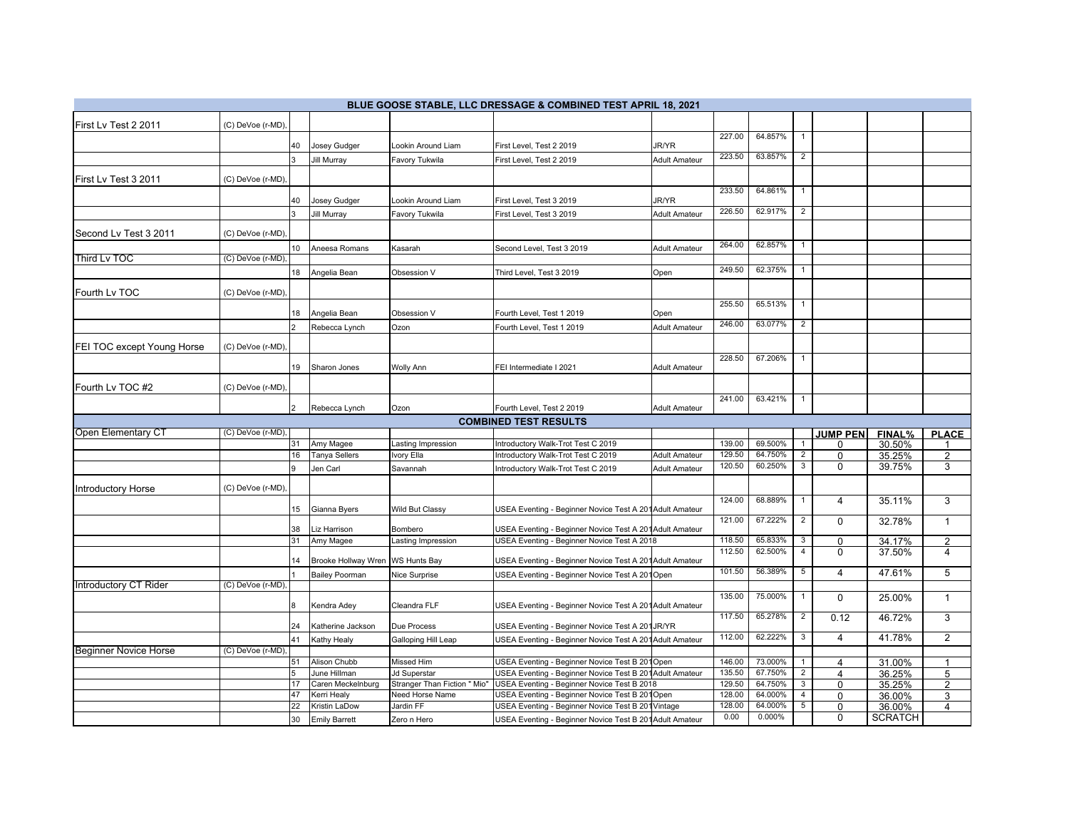| BLUE GOOSE STABLE, LLC DRESSAGE & COMBINED TEST APRIL 18, 2021 | | | | | | | | | | | | |
|---|---|---|---|---|---|---|---|---|---|---|---|---|
| First Lv Test 2 2011 | (C) DeVoe (r-MD), | | | | | | | | | | | |
| | | 40 | Josey Gudger | Lookin Around Liam | First Level, Test 2 2019 | JR/YR | 227.00 | 64.857% | 1 | | | |
| | | 3 | Jill Murray | Favory Tukwila | First Level, Test 2 2019 | Adult Amateur | 223.50 | 63.857% | 2 | | | |
| First Lv Test 3 2011 | (C) DeVoe (r-MD), | | | | | | | | | | | |
| | | 40 | Josey Gudger | Lookin Around Liam | First Level, Test 3 2019 | JR/YR | 233.50 | 64.861% | 1 | | | |
| | | 3 | Jill Murray | Favory Tukwila | First Level, Test 3 2019 | Adult Amateur | 226.50 | 62.917% | 2 | | | |
| Second Lv Test 3 2011 | (C) DeVoe (r-MD), | | | | | | | | | | | |
| | | 10 | Aneesa Romans | Kasarah | Second Level, Test 3 2019 | Adult Amateur | 264.00 | 62.857% | 1 | | | |
| Third Lv TOC | (C) DeVoe (r-MD), | | | | | | | | | | | |
| | | 18 | Angelia Bean | Obsession V | Third Level, Test 3 2019 | Open | 249.50 | 62.375% | 1 | | | |
| Fourth Lv TOC | (C) DeVoe (r-MD), | | | | | | | | | | | |
| | | 18 | Angelia Bean | Obsession V | Fourth Level, Test 1 2019 | Open | 255.50 | 65.513% | 1 | | | |
| | | 2 | Rebecca Lynch | Ozon | Fourth Level, Test 1 2019 | Adult Amateur | 246.00 | 63.077% | 2 | | | |
| FEI TOC except Young Horse | (C) DeVoe (r-MD), | | | | | | | | | | | |
| | | 19 | Sharon Jones | Wolly Ann | FEI Intermediate I 2021 | Adult Amateur | 228.50 | 67.206% | 1 | | | |
| Fourth Lv TOC #2 | (C) DeVoe (r-MD), | | | | | | | | | | | |
| | | 2 | Rebecca Lynch | Ozon | Fourth Level, Test 2 2019 | Adult Amateur | 241.00 | 63.421% | 1 | | | |
| COMBINED TEST RESULTS | | | | | | | | | | | | |
| Open Elementary CT | (C) DeVoe (r-MD), | | | | | | | | | **JUMP PEN** | **FINAL%** | **PLACE** |
| | | 31 | Amy Magee | Lasting Impression | Introductory Walk-Trot Test C 2019 | | 139.00 | 69.500% | 1 | 0 | 30.50% | 1 |
| | | 16 | Tanya Sellers | Ivory Ella | Introductory Walk-Trot Test C 2019 | Adult Amateur | 129.50 | 64.750% | 2 | 0 | 35.25% | 2 |
| | | 9 | Jen Carl | Savannah | Introductory Walk-Trot Test C 2019 | Adult Amateur | 120.50 | 60.250% | 3 | 0 | 39.75% | 3 |
| Introductory Horse | (C) DeVoe (r-MD), | | | | | | | | | | | |
| | | 15 | Gianna Byers | Wild But Classy | USEA Eventing - Beginner Novice Test A 201 | Adult Amateur | 124.00 | 68.889% | 1 | 4 | 35.11% | 3 |
| | | 38 | Liz Harrison | Bombero | USEA Eventing - Beginner Novice Test A 201 | Adult Amateur | 121.00 | 67.222% | 2 | 0 | 32.78% | 1 |
| | | 31 | Amy Magee | Lasting Impression | USEA Eventing - Beginner Novice Test A 2018 | | 118.50 | 65.833% | 3 | 0 | 34.17% | 2 |
| | | 14 | Brooke Hollway Wren | WS Hunts Bay | USEA Eventing - Beginner Novice Test A 201 | Adult Amateur | 112.50 | 62.500% | 4 | 0 | 37.50% | 4 |
| | | 1 | Bailey Poorman | Nice Surprise | USEA Eventing - Beginner Novice Test A 201 | Open | 101.50 | 56.389% | 5 | 4 | 47.61% | 5 |
| Introductory CT Rider | (C) DeVoe (r-MD), | | | | | | | | | | | |
| | | 8 | Kendra Adey | Cleandra FLF | USEA Eventing - Beginner Novice Test A 201 | Adult Amateur | 135.00 | 75.000% | 1 | 0 | 25.00% | 1 |
| | | 24 | Katherine Jackson | Due Process | USEA Eventing - Beginner Novice Test A 201 | JR/YR | 117.50 | 65.278% | 2 | 0.12 | 46.72% | 3 |
| | | 41 | Kathy Healy | Galloping Hill Leap | USEA Eventing - Beginner Novice Test A 201 | Adult Amateur | 112.00 | 62.222% | 3 | 4 | 41.78% | 2 |
| Beginner Novice Horse | (C) DeVoe (r-MD), | | | | | | | | | | | |
| | | 51 | Alison Chubb | Missed Him | USEA Eventing - Beginner Novice Test B 201 | Open | 146.00 | 73.000% | 1 | 4 | 31.00% | 1 |
| | | 5 | June Hillman | Jd Superstar | USEA Eventing - Beginner Novice Test B 201 | Adult Amateur | 135.50 | 67.750% | 2 | 4 | 36.25% | 5 |
| | | 17 | Caren Meckelnburg | Stranger Than Fiction " Mio" | USEA Eventing - Beginner Novice Test B 2018 | | 129.50 | 64.750% | 3 | 0 | 35.25% | 2 |
| | | 47 | Kerri Healy | Need Horse Name | USEA Eventing - Beginner Novice Test B 201 | Open | 128.00 | 64.000% | 4 | 0 | 36.00% | 3 |
| | | 22 | Kristin LaDow | Jardin FF | USEA Eventing - Beginner Novice Test B 201 | Vintage | 128.00 | 64.000% | 5 | 0 | 36.00% | 4 |
| | | 30 | Emily Barrett | Zero n Hero | USEA Eventing - Beginner Novice Test B 201 | Adult Amateur | 0.00 | 0.000% | | 0 | SCRATCH | |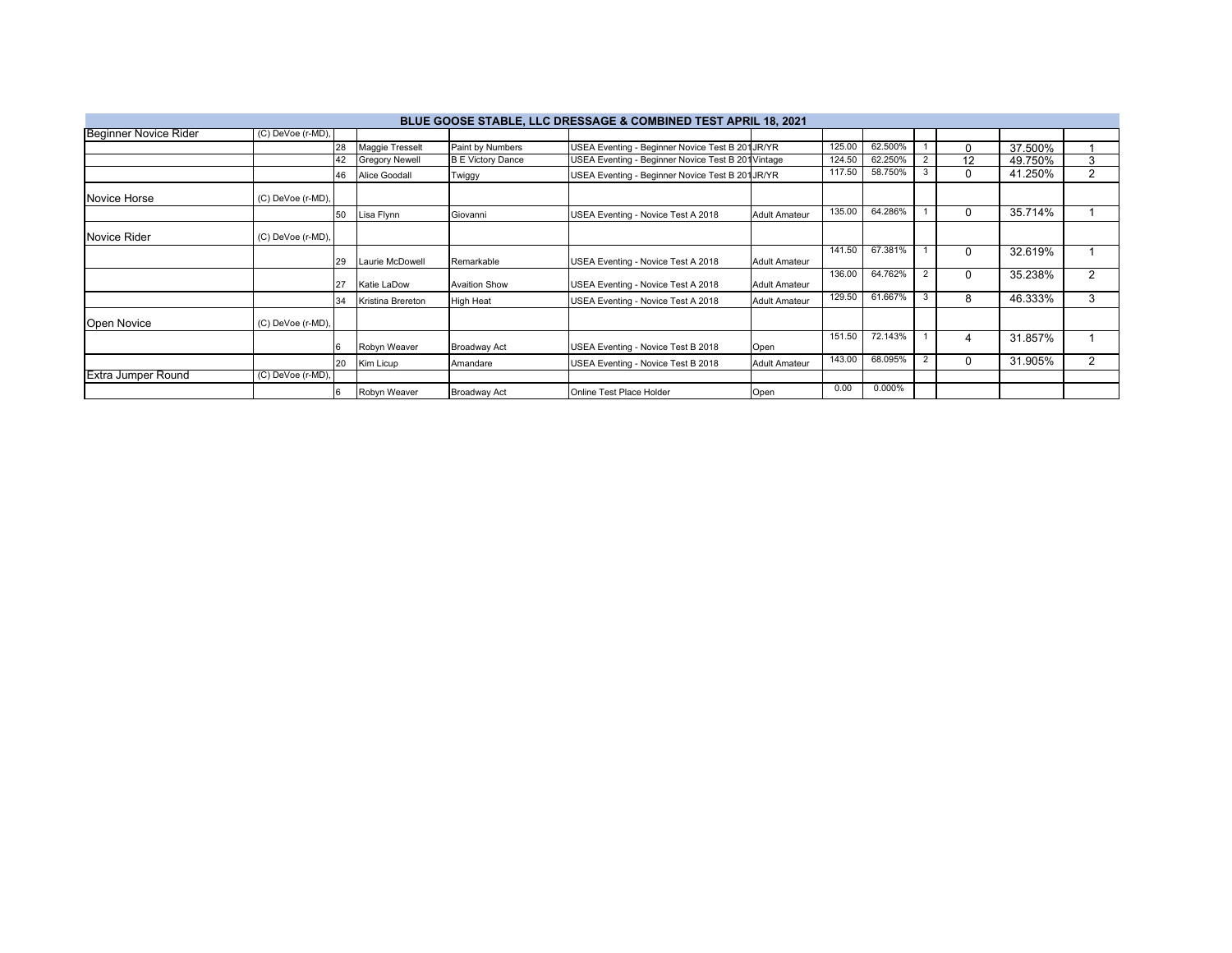| BLUE GOOSE STABLE, LLC DRESSAGE & COMBINED TEST APRIL 18, 2021 | | | | | | | | | | | | |
|---|---|---|---|---|---|---|---|---|---|---|---|---|
| Beginner Novice Rider | (C) DeVoe (r-MD), | | | | | | | | | | | |
| | | 28 | Maggie Tresselt | Paint by Numbers | USEA Eventing - Beginner Novice Test B 201 | JR/YR | 125.00 | 62.500% | 1 | 0 | 37.500% | 1 |
| | | 42 | Gregory Newell | B E Victory Dance | USEA Eventing - Beginner Novice Test B 201 | Vintage | 124.50 | 62.250% | 2 | 12 | 49.750% | 3 |
| | | 46 | Alice Goodall | Twiggy | USEA Eventing - Beginner Novice Test B 201 | JR/YR | 117.50 | 58.750% | 3 | 0 | 41.250% | 2 |
| Novice Horse | (C) DeVoe (r-MD), | | | | | | | | | | | |
| | | 50 | Lisa Flynn | Giovanni | USEA Eventing - Novice Test A 2018 | Adult Amateur | 135.00 | 64.286% | 1 | 0 | 35.714% | 1 |
| Novice Rider | (C) DeVoe (r-MD), | | | | | | | | | | | |
| | | 29 | Laurie McDowell | Remarkable | USEA Eventing - Novice Test A 2018 | Adult Amateur | 141.50 | 67.381% | 1 | 0 | 32.619% | 1 |
| | | 27 | Katie LaDow | Avaition Show | USEA Eventing - Novice Test A 2018 | Adult Amateur | 136.00 | 64.762% | 2 | 0 | 35.238% | 2 |
| | | 34 | Kristina Brereton | High Heat | USEA Eventing - Novice Test A 2018 | Adult Amateur | 129.50 | 61.667% | 3 | 8 | 46.333% | 3 |
| Open Novice | (C) DeVoe (r-MD), | | | | | | | | | | | |
| | | 6 | Robyn Weaver | Broadway Act | USEA Eventing - Novice Test B 2018 | Open | 151.50 | 72.143% | 1 | 4 | 31.857% | 1 |
| | | 20 | Kim Licup | Amandare | USEA Eventing - Novice Test B 2018 | Adult Amateur | 143.00 | 68.095% | 2 | 0 | 31.905% | 2 |
| Extra Jumper Round | (C) DeVoe (r-MD), | | | | | | | | | | | |
| | | 6 | Robyn Weaver | Broadway Act | Online Test Place Holder | Open | 0.00 | 0.000% | | | | |